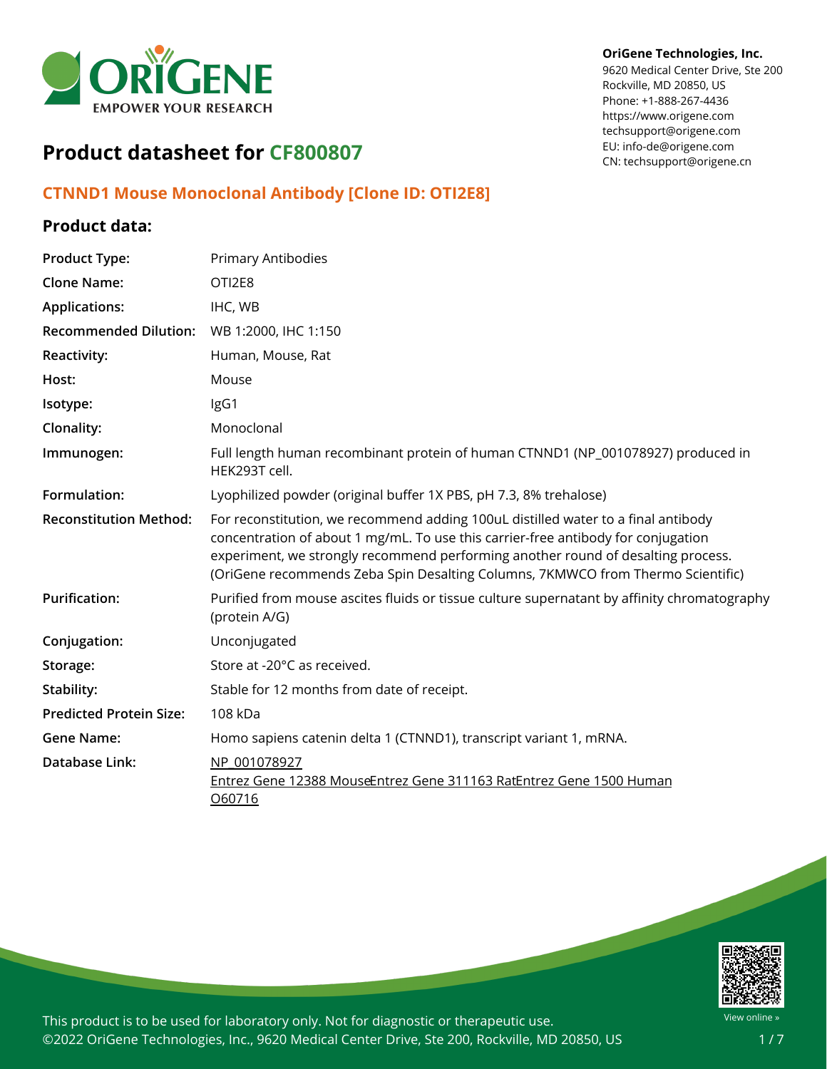OriGene Technologies, Inc.
9620 Medical Center Drive, Ste 200
Rockville, MD 20850, US
Phone: +1-888-267-4436
https://www.origene.com
techsupport@origene.com
EU: info-de@origene.com
CN: techsupport@origene.cn

# Product datasheet for CF800807

## CTNND1 Mouse Monoclonal Antibody [Clone ID: OTI2E8]

### Product data:

| | |
|---|---|
| **Product Type:** | Primary Antibodies |
| **Clone Name:** | OTI2E8 |
| **Applications:** | IHC, WB |
| **Recommended Dilution:** | WB 1:2000, IHC 1:150 |
| **Reactivity:** | Human, Mouse, Rat |
| **Host:** | Mouse |
| **Isotype:** | IgG1 |
| **Clonality:** | Monoclonal |
| **Immunogen:** | Full length human recombinant protein of human CTNND1 (NP_001078927) produced in HEK293T cell. |
| **Formulation:** | Lyophilized powder (original buffer 1X PBS, pH 7.3, 8% trehalose) |
| **Reconstitution Method:** | For reconstitution, we recommend adding 100uL distilled water to a final antibody concentration of about 1 mg/mL. To use this carrier-free antibody for conjugation experiment, we strongly recommend performing another round of desalting process. (OriGene recommends Zeba Spin Desalting Columns, 7KMWCO from Thermo Scientific) |
| **Purification:** | Purified from mouse ascites fluids or tissue culture supernatant by affinity chromatography (protein A/G) |
| **Conjugation:** | Unconjugated |
| **Storage:** | Store at -20°C as received. |
| **Stability:** | Stable for 12 months from date of receipt. |
| **Predicted Protein Size:** | 108 kDa |
| **Gene Name:** | Homo sapiens catenin delta 1 (CTNND1), transcript variant 1, mRNA. |
| **Database Link:** | NP_001078927<br>Entrez Gene 12388 MouseEntrez Gene 311163 RatEntrez Gene 1500 Human<br>O60716 |

This product is to be used for laboratory only. Not for diagnostic or therapeutic use.
©2022 OriGene Technologies, Inc., 9620 Medical Center Drive, Ste 200, Rockville, MD 20850, US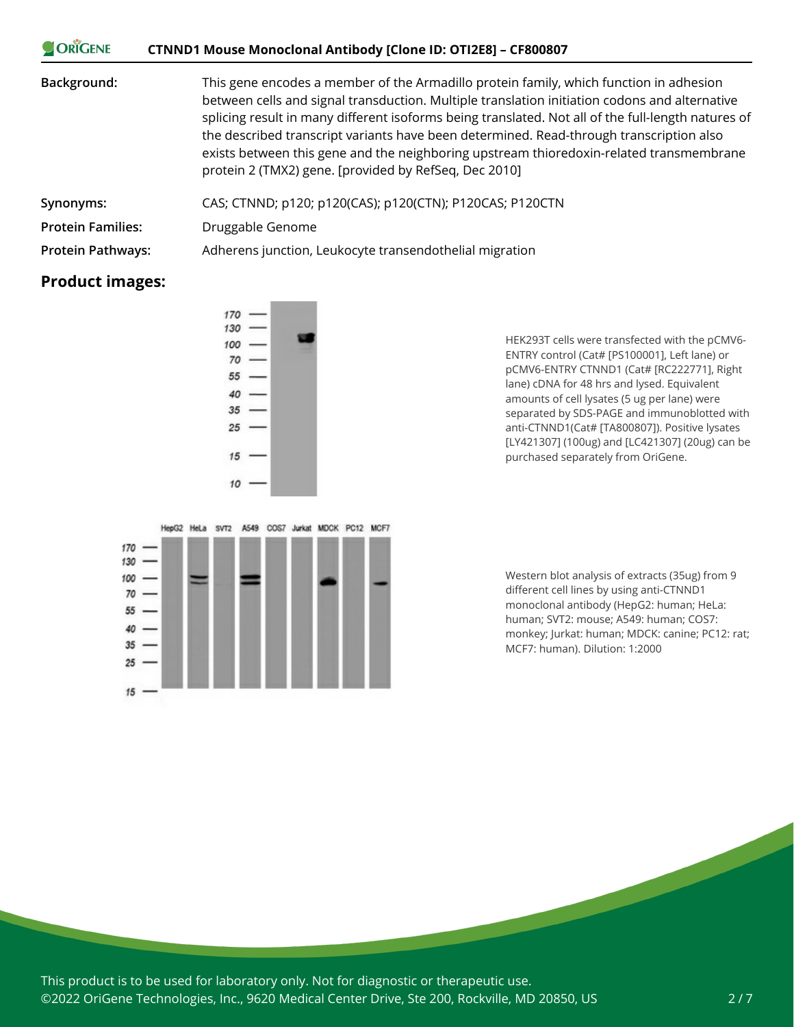**Background:** This gene encodes a member of the Armadillo protein family, which function in adhesion between cells and signal transduction. Multiple translation initiation codons and alternative splicing result in many different isoforms being translated. Not all of the full-length natures of the described transcript variants have been determined. Read-through transcription also exists between this gene and the neighboring upstream thioredoxin-related transmembrane protein 2 (TMX2) gene. [provided by RefSeq, Dec 2010]

**Synonyms:** CAS; CTNND; p120; p120(CAS); p120(CTN); P120CAS; P120CTN

**Protein Families:** Druggable Genome

**Protein Pathways:** Adherens junction, Leukocyte transendothelial migration

## Product images:

HEK293T cells were transfected with the pCMV6-ENTRY control (Cat# [PS100001], Left lane) or pCMV6-ENTRY CTNND1 (Cat# [RC222771], Right lane) cDNA for 48 hrs and lysed. Equivalent amounts of cell lysates (5 ug per lane) were separated by SDS-PAGE and immunoblotted with anti-CTNND1(Cat# [TA800807]). Positive lysates [LY421307] (100ug) and [LC421307] (20ug) can be purchased separately from OriGene.

Western blot analysis of extracts (35ug) from 9 different cell lines by using anti-CTNND1 monoclonal antibody (HepG2: human; HeLa: human; SVT2: mouse; A549: human; COS7: monkey; Jurkat: human; MDCK: canine; PC12: rat; MCF7: human). Dilution: 1:2000

This product is to be used for laboratory only. Not for diagnostic or therapeutic use.
©2022 OriGene Technologies, Inc., 9620 Medical Center Drive, Ste 200, Rockville, MD 20850, US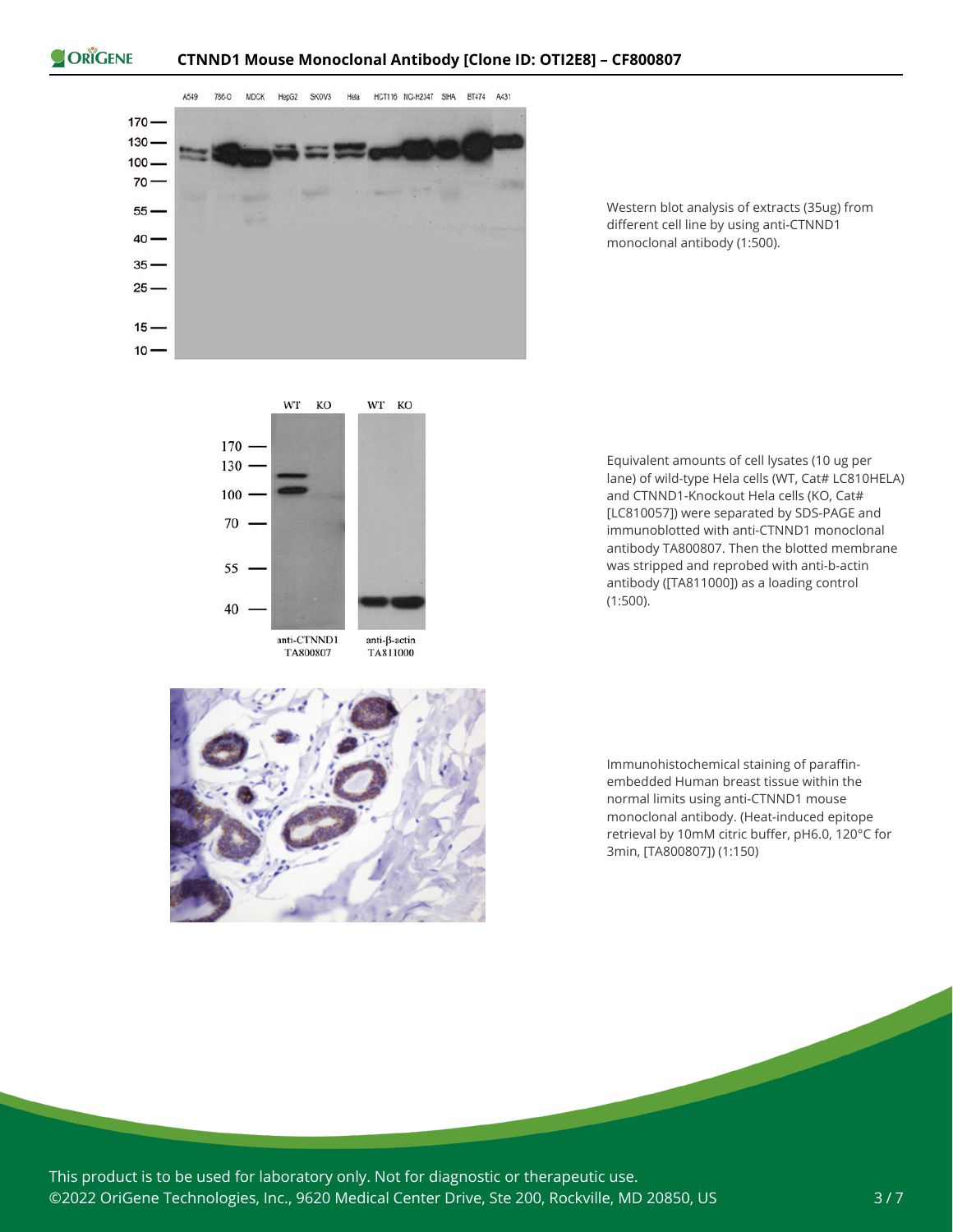Western blot analysis of extracts (35ug) from different cell line by using anti-CTNND1 monoclonal antibody (1:500).

Equivalent amounts of cell lysates (10 ug per lane) of wild-type Hela cells (WT, Cat# LC810HELA) and CTNND1-Knockout Hela cells (KO, Cat# [LC810057]) were separated by SDS-PAGE and immunoblotted with anti-CTNND1 monoclonal antibody TA800807. Then the blotted membrane was stripped and reprobed with anti-b-actin antibody ([TA811000]) as a loading control (1:500).

Immunohistochemical staining of paraffin-embedded Human breast tissue within the normal limits using anti-CTNND1 mouse monoclonal antibody. (Heat-induced epitope retrieval by 10mM citric buffer, pH6.0, 120°C for 3min, [TA800807]) (1:150)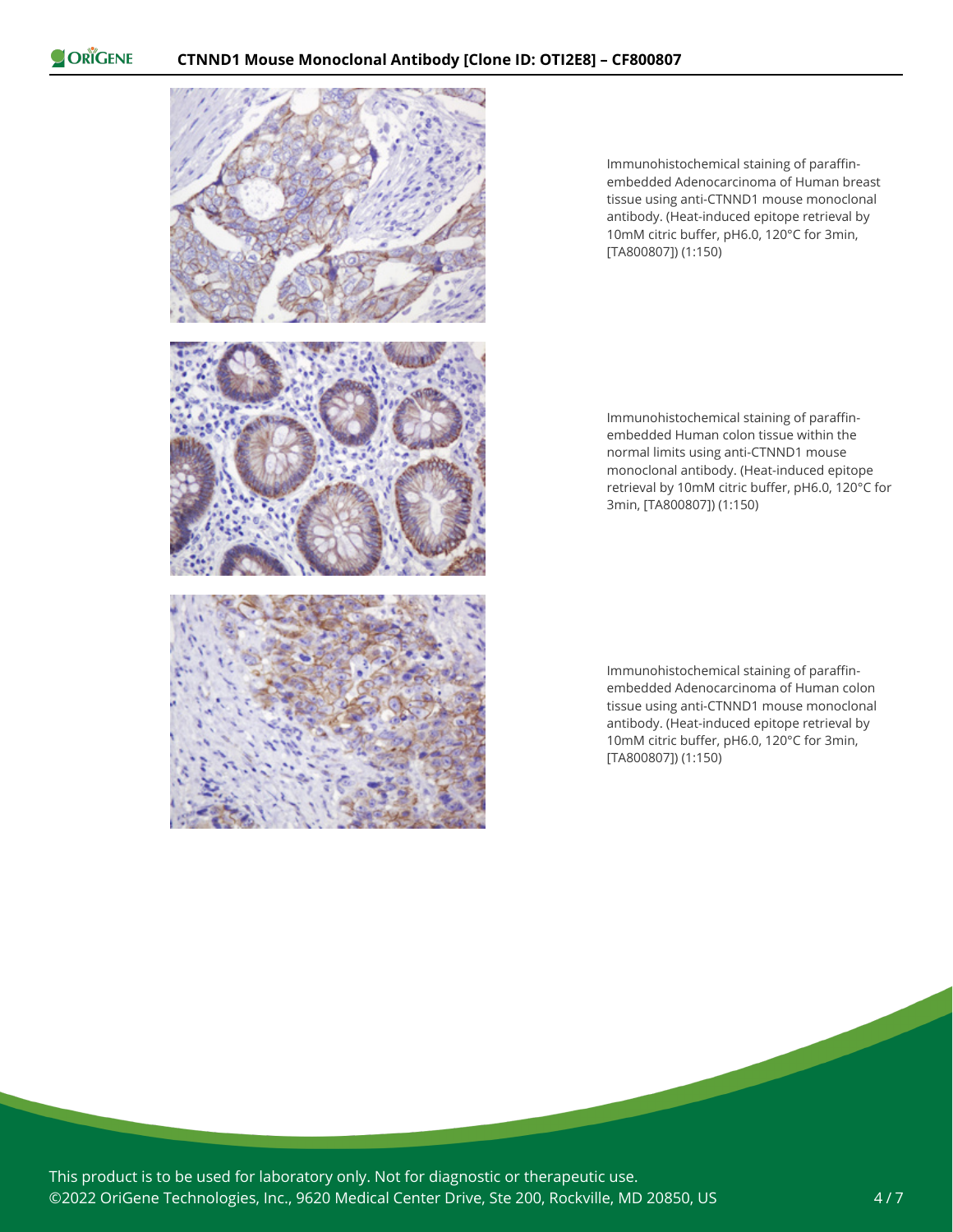Immunohistochemical staining of paraffin-embedded Adenocarcinoma of Human breast tissue using anti-CTNND1 mouse monoclonal antibody. (Heat-induced epitope retrieval by 10mM citric buffer, pH6.0, 120°C for 3min, [TA800807]) (1:150)

Immunohistochemical staining of paraffin-embedded Human colon tissue within the normal limits using anti-CTNND1 mouse monoclonal antibody. (Heat-induced epitope retrieval by 10mM citric buffer, pH6.0, 120°C for 3min, [TA800807]) (1:150)

Immunohistochemical staining of paraffin-embedded Adenocarcinoma of Human colon tissue using anti-CTNND1 mouse monoclonal antibody. (Heat-induced epitope retrieval by 10mM citric buffer, pH6.0, 120°C for 3min, [TA800807]) (1:150)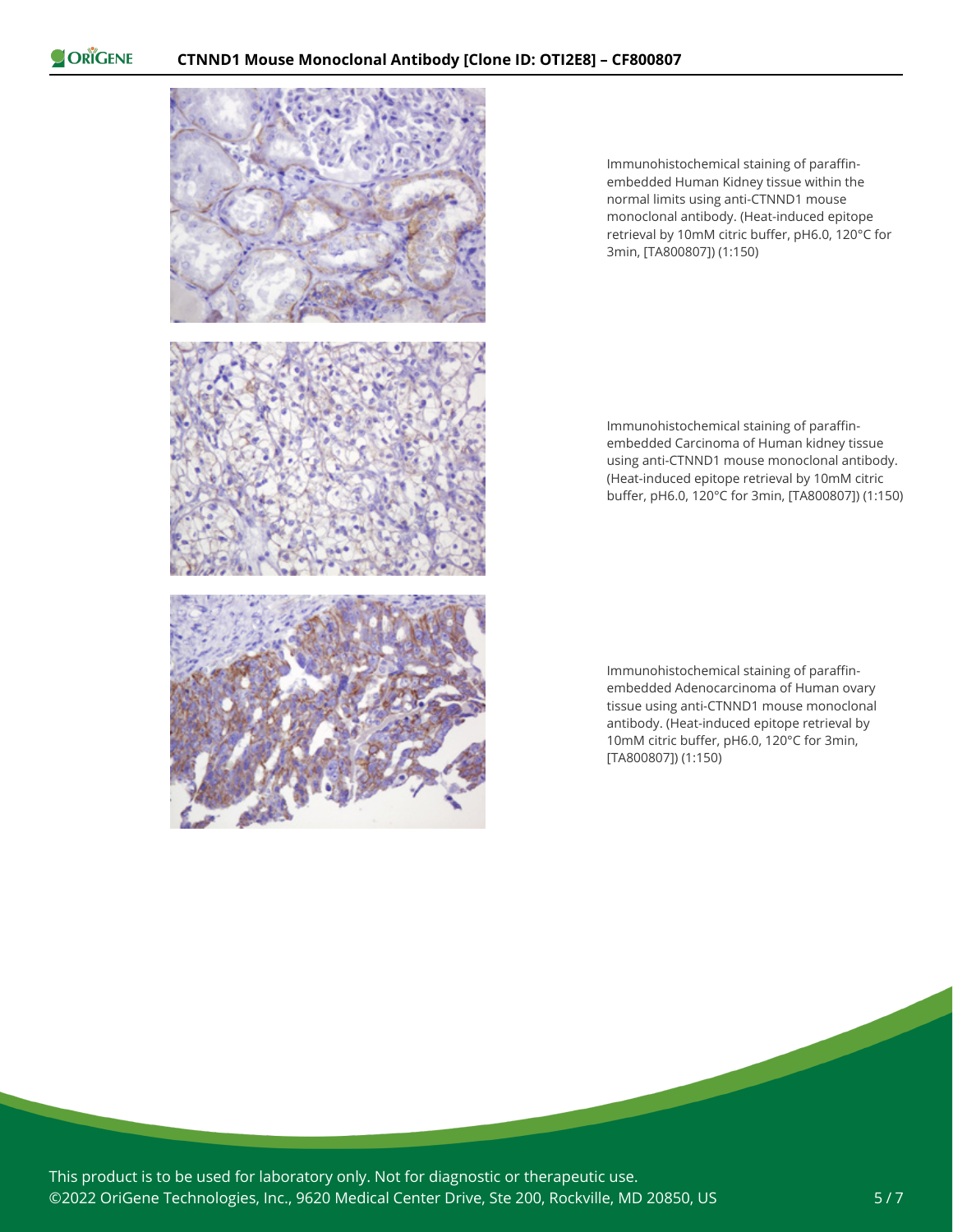Immunohistochemical staining of paraffin-embedded Human Kidney tissue within the normal limits using anti-CTNND1 mouse monoclonal antibody. (Heat-induced epitope retrieval by 10mM citric buffer, pH6.0, 120°C for 3min, [TA800807]) (1:150)

Immunohistochemical staining of paraffin-embedded Carcinoma of Human kidney tissue using anti-CTNND1 mouse monoclonal antibody. (Heat-induced epitope retrieval by 10mM citric buffer, pH6.0, 120°C for 3min, [TA800807]) (1:150)

Immunohistochemical staining of paraffin-embedded Adenocarcinoma of Human ovary tissue using anti-CTNND1 mouse monoclonal antibody. (Heat-induced epitope retrieval by 10mM citric buffer, pH6.0, 120°C for 3min, [TA800807]) (1:150)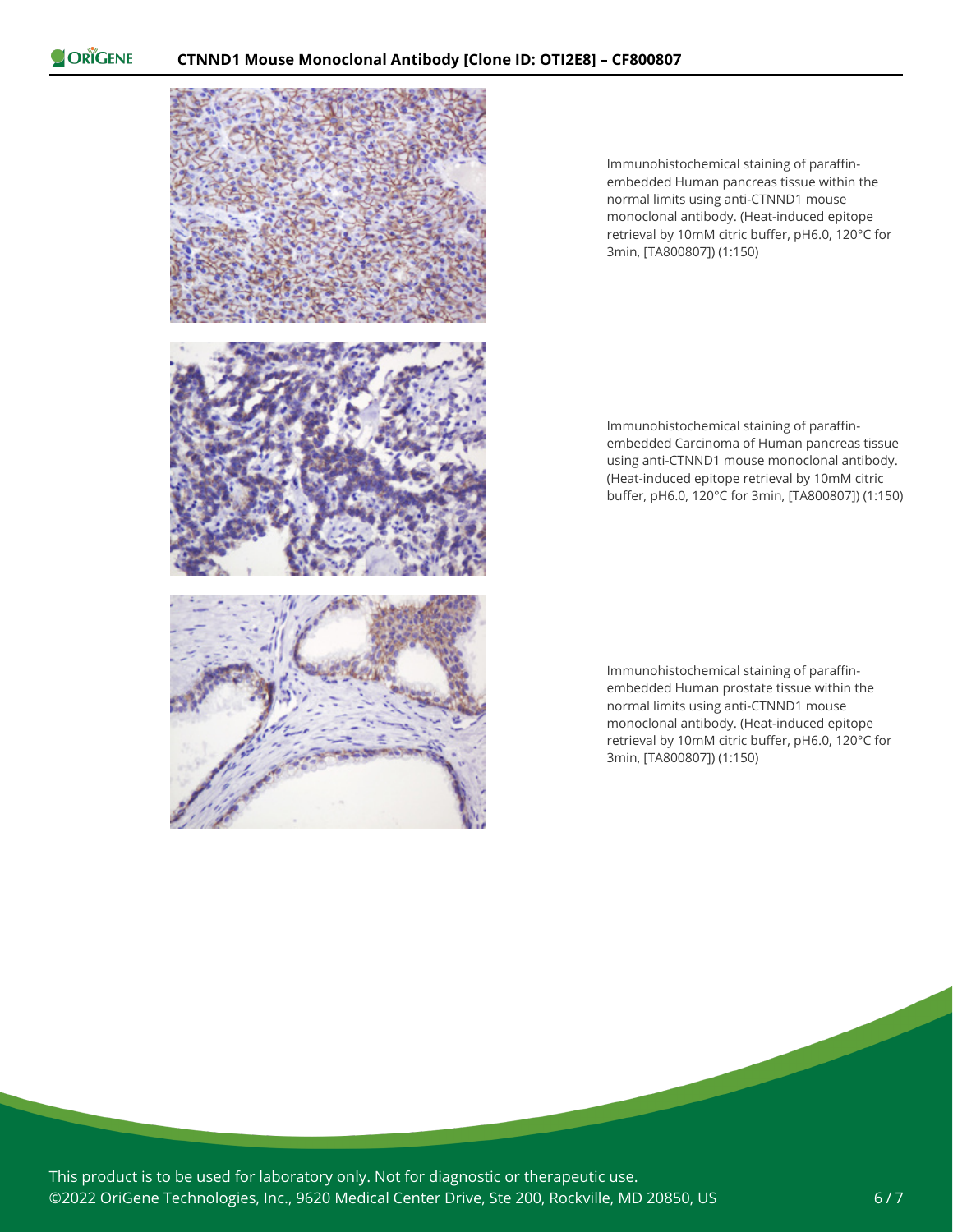Immunohistochemical staining of paraffin-embedded Human pancreas tissue within the normal limits using anti-CTNND1 mouse monoclonal antibody. (Heat-induced epitope retrieval by 10mM citric buffer, pH6.0, 120°C for 3min, [TA800807]) (1:150)

Immunohistochemical staining of paraffin-embedded Carcinoma of Human pancreas tissue using anti-CTNND1 mouse monoclonal antibody. (Heat-induced epitope retrieval by 10mM citric buffer, pH6.0, 120°C for 3min, [TA800807]) (1:150)

Immunohistochemical staining of paraffin-embedded Human prostate tissue within the normal limits using anti-CTNND1 mouse monoclonal antibody. (Heat-induced epitope retrieval by 10mM citric buffer, pH6.0, 120°C for 3min, [TA800807]) (1:150)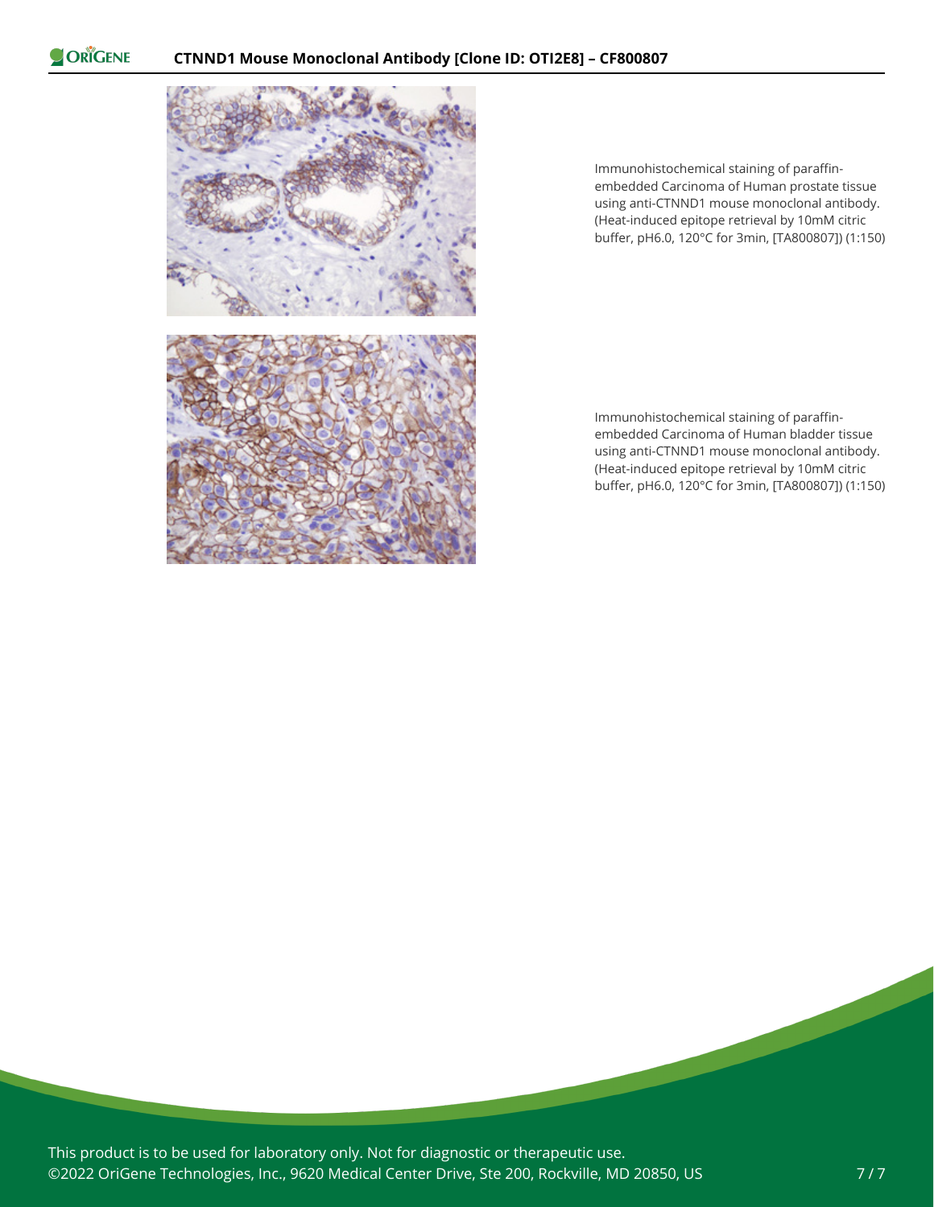Immunohistochemical staining of paraffin-embedded Carcinoma of Human prostate tissue using anti-CTNND1 mouse monoclonal antibody. (Heat-induced epitope retrieval by 10mM citric buffer, pH6.0, 120°C for 3min, [TA800807]) (1:150)

Immunohistochemical staining of paraffin-embedded Carcinoma of Human bladder tissue using anti-CTNND1 mouse monoclonal antibody. (Heat-induced epitope retrieval by 10mM citric buffer, pH6.0, 120°C for 3min, [TA800807]) (1:150)

This product is to be used for laboratory only. Not for diagnostic or therapeutic use.
©2022 OriGene Technologies, Inc., 9620 Medical Center Drive, Ste 200, Rockville, MD 20850, US